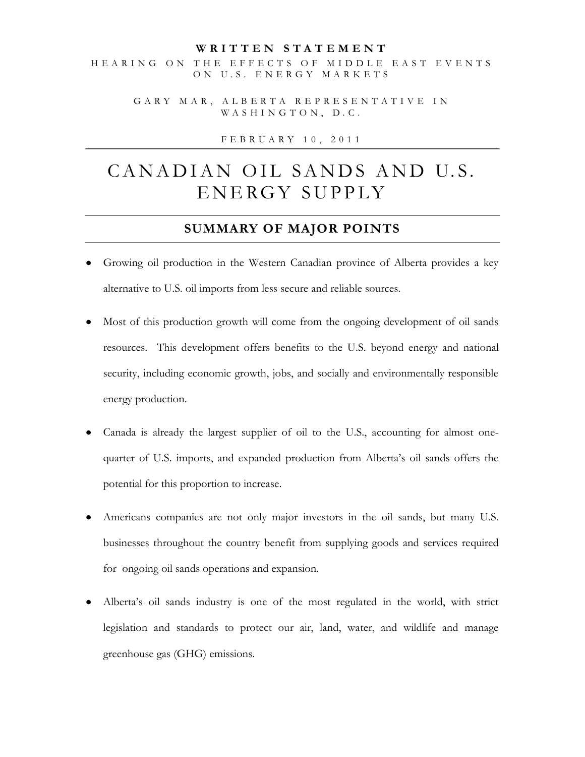**WRITTEN STATEMENT**

HEARING ON THE EFFECTS OF MIDDLE EAST EVENTS ON U.S. ENERGY MARKETS

GARY MAR, ALBERTA REPRESENTATIVE IN WASHINGTON, D.C.

FEBRUARY 10, 2011

# CANADIAN OIL SANDS AND U.S. ENERGY SUPPLY

## SUMMARY OF MAJOR POINTS

- Growing oil production in the Western Canadian province of Alberta provides a key alternative to U.S. oil imports from less secure and reliable sources.
- Most of this production growth will come from the ongoing development of oil sands resources. This development offers benefits to the U.S. beyond energy and national security, including economic growth, jobs, and socially and environmentally responsible energy production.
- Canada is already the largest supplier of oil to the U.S., accounting for almost one-quarter of U.S. imports, and expanded production from Alberta's oil sands offers the potential for this proportion to increase.
- Americans companies are not only major investors in the oil sands, but many U.S. businesses throughout the country benefit from supplying goods and services required for ongoing oil sands operations and expansion.
- Alberta's oil sands industry is one of the most regulated in the world, with strict legislation and standards to protect our air, land, water, and wildlife and manage greenhouse gas (GHG) emissions.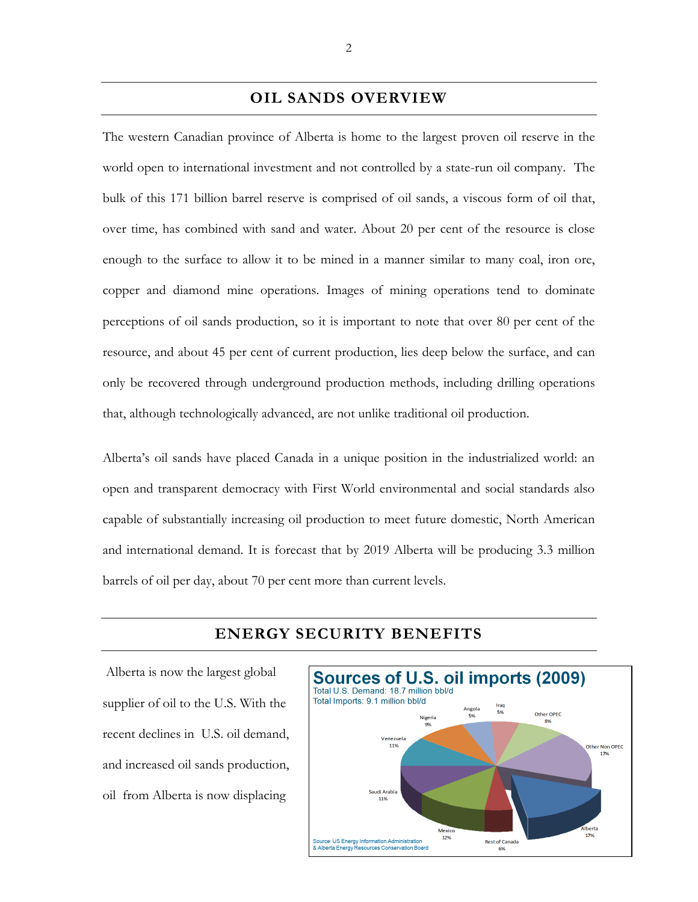## OIL SANDS OVERVIEW

The western Canadian province of Alberta is home to the largest proven oil reserve in the world open to international investment and not controlled by a state-run oil company. The bulk of this 171 billion barrel reserve is comprised of oil sands, a viscous form of oil that, over time, has combined with sand and water. About 20 per cent of the resource is close enough to the surface to allow it to be mined in a manner similar to many coal, iron ore, copper and diamond mine operations. Images of mining operations tend to dominate perceptions of oil sands production, so it is important to note that over 80 per cent of the resource, and about 45 per cent of current production, lies deep below the surface, and can only be recovered through underground production methods, including drilling operations that, although technologically advanced, are not unlike traditional oil production.

Alberta's oil sands have placed Canada in a unique position in the industrialized world: an open and transparent democracy with First World environmental and social standards also capable of substantially increasing oil production to meet future domestic, North American and international demand. It is forecast that by 2019 Alberta will be producing 3.3 million barrels of oil per day, about 70 per cent more than current levels.

## ENERGY SECURITY BENEFITS

Alberta is now the largest global supplier of oil to the U.S. With the recent declines in U.S. oil demand, and increased oil sands production, oil from Alberta is now displacing

**Sources of U.S. oil imports (2009)**
Total U.S. Demand: 18.7 million bbl/d
Total Imports: 9.1 million bbl/d

| Source | Share |
|---|---|
| Alberta | 17% |
| Other Non OPEC | 17% |
| Mexico | 12% |
| Venezuela | 11% |
| Saudi Arabia | 11% |
| Nigeria | 9% |
| Other OPEC | 8% |
| Rest of Canada | 6% |
| Angola | 5% |
| Iraq | 5% |

Source: US Energy Information Administration & Alberta Energy Resources Conservation Board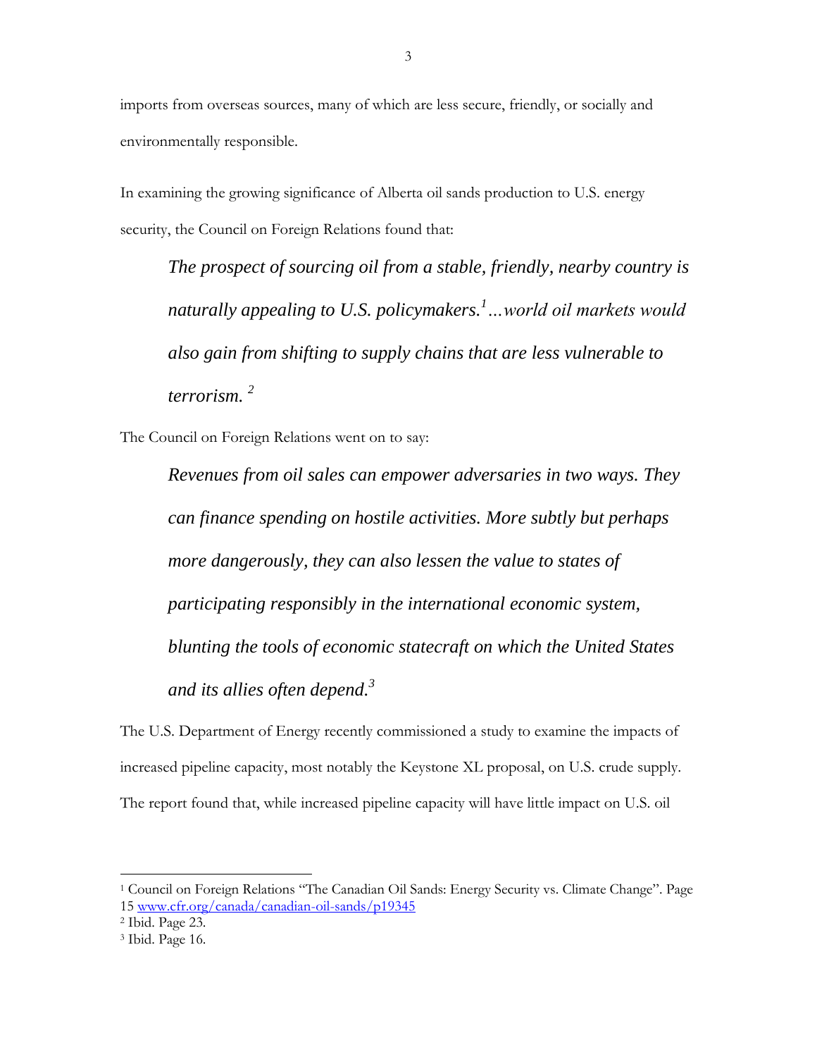imports from overseas sources, many of which are less secure, friendly, or socially and environmentally responsible.

In examining the growing significance of Alberta oil sands production to U.S. energy security, the Council on Foreign Relations found that:

> *The prospect of sourcing oil from a stable, friendly, nearby country is naturally appealing to U.S. policymakers.*[1] *…world oil markets would also gain from shifting to supply chains that are less vulnerable to terrorism.* [2]

The Council on Foreign Relations went on to say:

> *Revenues from oil sales can empower adversaries in two ways. They can finance spending on hostile activities. More subtly but perhaps more dangerously, they can also lessen the value to states of participating responsibly in the international economic system, blunting the tools of economic statecraft on which the United States and its allies often depend.*[3]

The U.S. Department of Energy recently commissioned a study to examine the impacts of increased pipeline capacity, most notably the Keystone XL proposal, on U.S. crude supply. The report found that, while increased pipeline capacity will have little impact on U.S. oil

---

[1] Council on Foreign Relations "The Canadian Oil Sands: Energy Security vs. Climate Change". Page 15 www.cfr.org/canada/canadian-oil-sands/p19345

[2] Ibid. Page 23.

[3] Ibid. Page 16.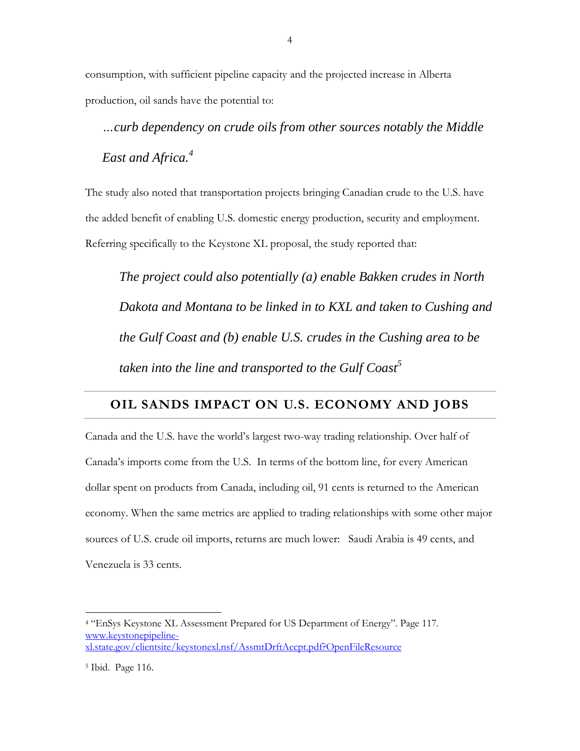consumption, with sufficient pipeline capacity and the projected increase in Alberta production, oil sands have the potential to:

> *…curb dependency on crude oils from other sources notably the Middle East and Africa.*[4]

The study also noted that transportation projects bringing Canadian crude to the U.S. have the added benefit of enabling U.S. domestic energy production, security and employment. Referring specifically to the Keystone XL proposal, the study reported that:

> *The project could also potentially (a) enable Bakken crudes in North Dakota and Montana to be linked in to KXL and taken to Cushing and the Gulf Coast and (b) enable U.S. crudes in the Cushing area to be taken into the line and transported to the Gulf Coast*[5]

## OIL SANDS IMPACT ON U.S. ECONOMY AND JOBS

Canada and the U.S. have the world's largest two-way trading relationship. Over half of Canada's imports come from the U.S. In terms of the bottom line, for every American dollar spent on products from Canada, including oil, 91 cents is returned to the American economy. When the same metrics are applied to trading relationships with some other major sources of U.S. crude oil imports, returns are much lower: Saudi Arabia is 49 cents, and Venezuela is 33 cents.

---

[4] "EnSys Keystone XL Assessment Prepared for US Department of Energy". Page 117. [www.keystonepipeline-xl.state.gov/clientsite/keystonexl.nsf/AssmtDrftAccpt.pdf?OpenFileResource](www.keystonepipeline-xl.state.gov/clientsite/keystonexl.nsf/AssmtDrftAccpt.pdf?OpenFileResource)

[5] Ibid. Page 116.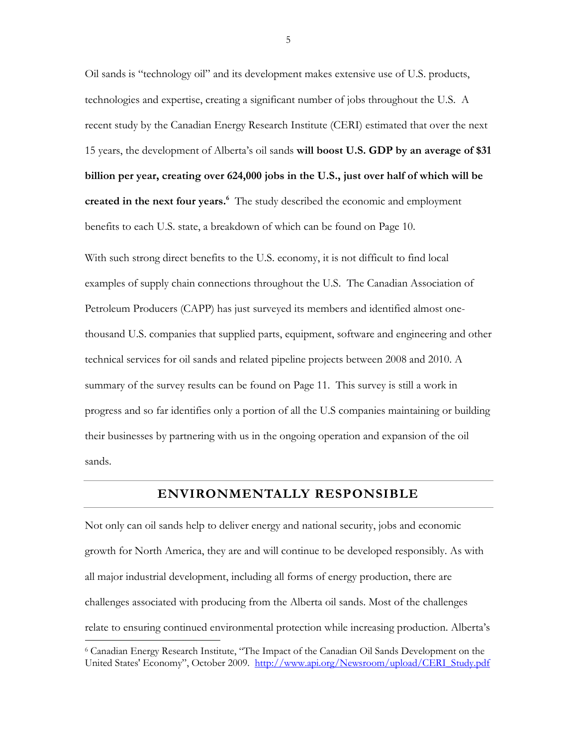Oil sands is "technology oil" and its development makes extensive use of U.S. products, technologies and expertise, creating a significant number of jobs throughout the U.S. A recent study by the Canadian Energy Research Institute (CERI) estimated that over the next 15 years, the development of Alberta's oil sands **will boost U.S. GDP by an average of $31 billion per year, creating over 624,000 jobs in the U.S., just over half of which will be created in the next four years.**[6] The study described the economic and employment benefits to each U.S. state, a breakdown of which can be found on Page 10.

With such strong direct benefits to the U.S. economy, it is not difficult to find local examples of supply chain connections throughout the U.S. The Canadian Association of Petroleum Producers (CAPP) has just surveyed its members and identified almost one-thousand U.S. companies that supplied parts, equipment, software and engineering and other technical services for oil sands and related pipeline projects between 2008 and 2010. A summary of the survey results can be found on Page 11. This survey is still a work in progress and so far identifies only a portion of all the U.S companies maintaining or building their businesses by partnering with us in the ongoing operation and expansion of the oil sands.

## ENVIRONMENTALLY RESPONSIBLE

Not only can oil sands help to deliver energy and national security, jobs and economic growth for North America, they are and will continue to be developed responsibly. As with all major industrial development, including all forms of energy production, there are challenges associated with producing from the Alberta oil sands. Most of the challenges relate to ensuring continued environmental protection while increasing production. Alberta's

[6] Canadian Energy Research Institute, "The Impact of the Canadian Oil Sands Development on the United States' Economy", October 2009. http://www.api.org/Newsroom/upload/CERI_Study.pdf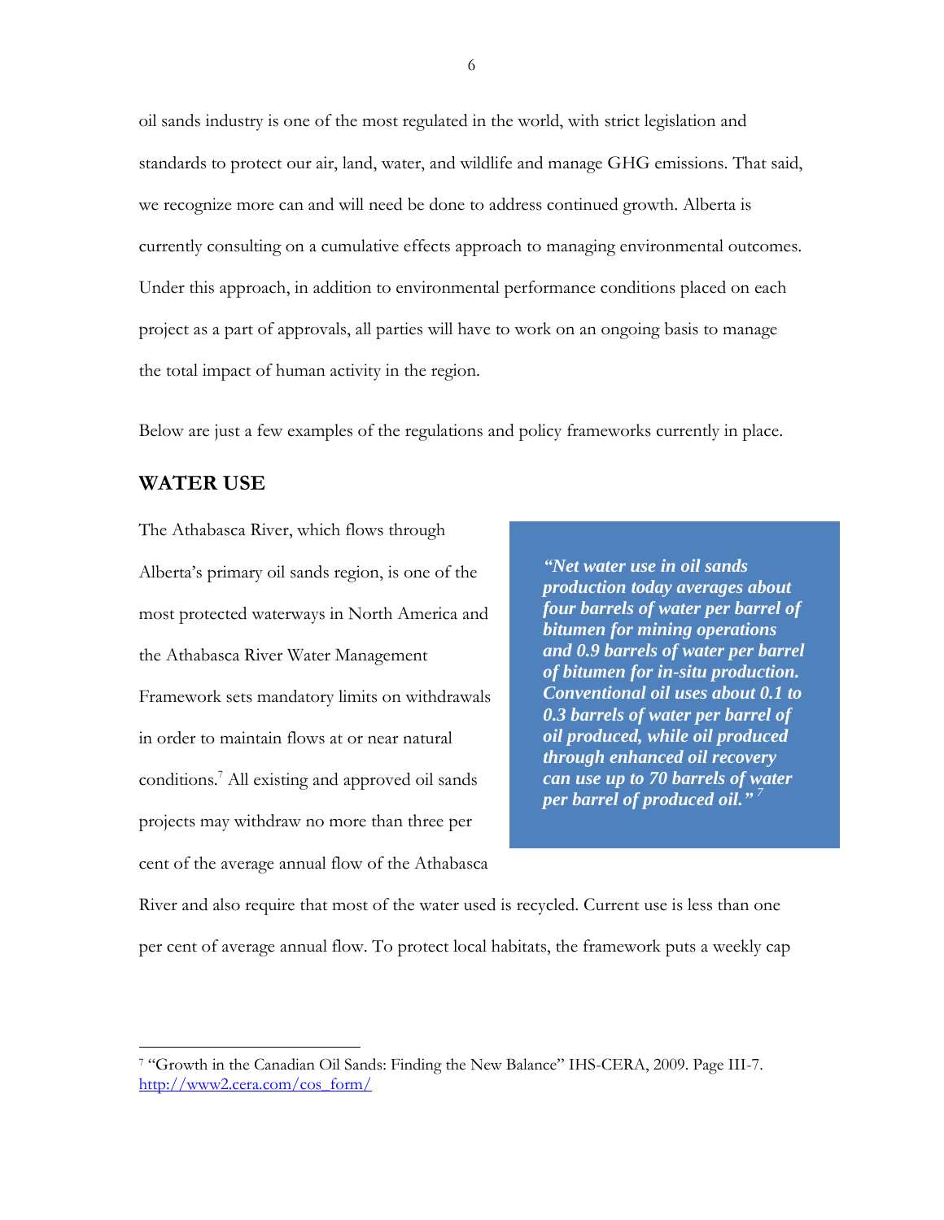oil sands industry is one of the most regulated in the world, with strict legislation and standards to protect our air, land, water, and wildlife and manage GHG emissions. That said, we recognize more can and will need be done to address continued growth. Alberta is currently consulting on a cumulative effects approach to managing environmental outcomes. Under this approach, in addition to environmental performance conditions placed on each project as a part of approvals, all parties will have to work on an ongoing basis to manage the total impact of human activity in the region.

Below are just a few examples of the regulations and policy frameworks currently in place.

## WATER USE

The Athabasca River, which flows through Alberta's primary oil sands region, is one of the most protected waterways in North America and the Athabasca River Water Management Framework sets mandatory limits on withdrawals in order to maintain flows at or near natural conditions.[7] All existing and approved oil sands projects may withdraw no more than three per cent of the average annual flow of the Athabasca River and also require that most of the water used is recycled. Current use is less than one per cent of average annual flow. To protect local habitats, the framework puts a weekly cap

> ***"Net water use in oil sands production today averages about four barrels of water per barrel of bitumen for mining operations and 0.9 barrels of water per barrel of bitumen for in-situ production. Conventional oil uses about 0.1 to 0.3 barrels of water per barrel of oil produced, while oil produced through enhanced oil recovery can use up to 70 barrels of water per barrel of produced oil."*** [7]

---

[7] "Growth in the Canadian Oil Sands: Finding the New Balance" IHS-CERA, 2009. Page III-7. http://www2.cera.com/cos_form/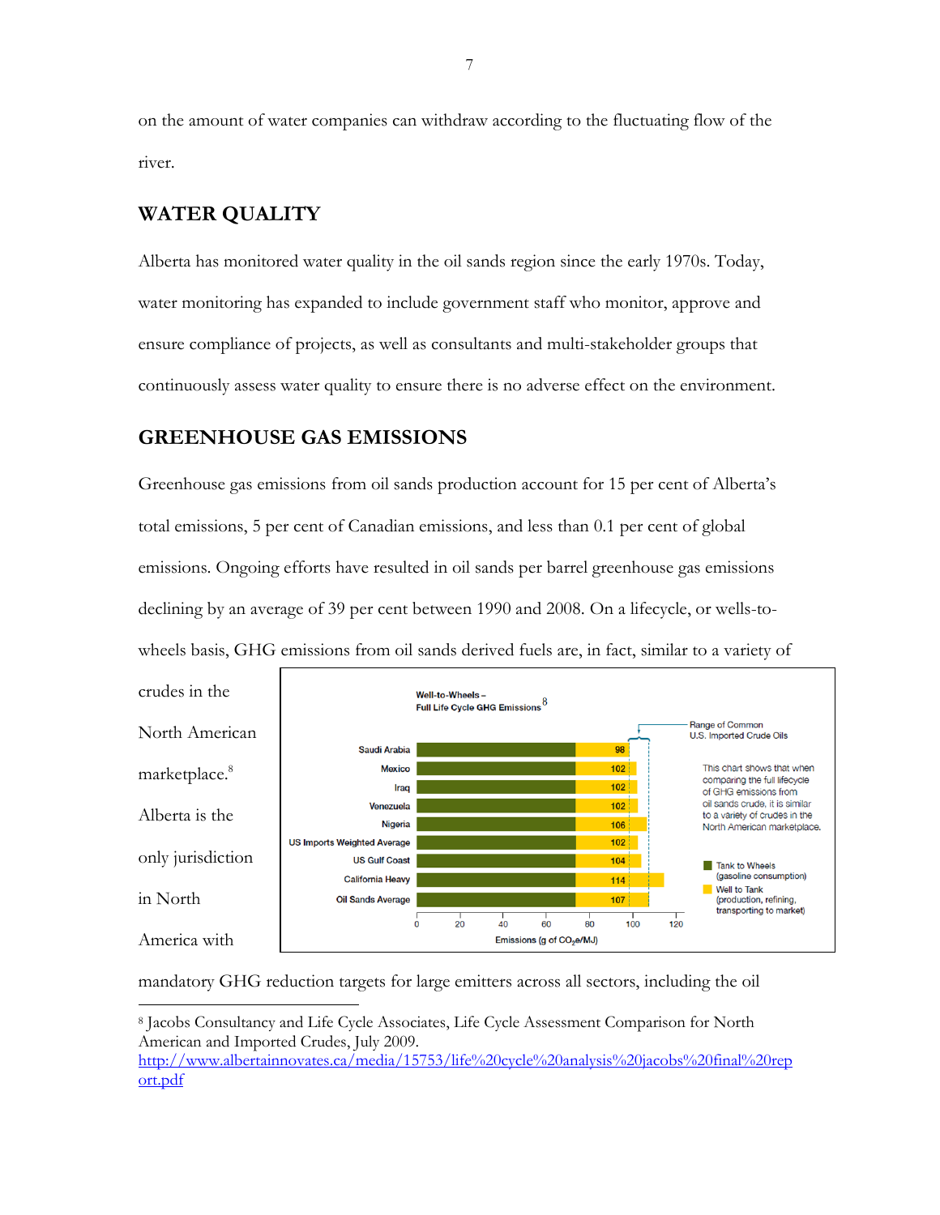on the amount of water companies can withdraw according to the fluctuating flow of the river.

## WATER QUALITY

Alberta has monitored water quality in the oil sands region since the early 1970s. Today, water monitoring has expanded to include government staff who monitor, approve and ensure compliance of projects, as well as consultants and multi-stakeholder groups that continuously assess water quality to ensure there is no adverse effect on the environment.

## GREENHOUSE GAS EMISSIONS

Greenhouse gas emissions from oil sands production account for 15 per cent of Alberta's total emissions, 5 per cent of Canadian emissions, and less than 0.1 per cent of global emissions. Ongoing efforts have resulted in oil sands per barrel greenhouse gas emissions declining by an average of 39 per cent between 1990 and 2008. On a lifecycle, or wells-to-wheels basis, GHG emissions from oil sands derived fuels are, in fact, similar to a variety of crudes in the North American marketplace.[8] Alberta is the only jurisdiction in North America with mandatory GHG reduction targets for large emitters across all sectors, including the oil

**Well-to-Wheels – Full Life Cycle GHG Emissions**[8]

| Crude | Emissions (g of $CO_2e$/MJ) |
|---|---|
| Saudi Arabia | 98 |
| Mexico | 102 |
| Iraq | 102 |
| Venezuela | 102 |
| Nigeria | 106 |
| US Imports Weighted Average | 102 |
| US Gulf Coast | 104 |
| California Heavy | 114 |
| Oil Sands Average | 107 |

Range of Common U.S. Imported Crude Oils

This chart shows that when comparing the full lifecycle of GHG emissions from oil sands crude, it is similar to a variety of crudes in the North American marketplace.

Tank to Wheels (gasoline consumption)
Well to Tank (production, refining, transporting to market)

---

[8] Jacobs Consultancy and Life Cycle Associates, Life Cycle Assessment Comparison for North American and Imported Crudes, July 2009. http://www.albertainnovates.ca/media/15753/life%20cycle%20analysis%20jacobs%20final%20report.pdf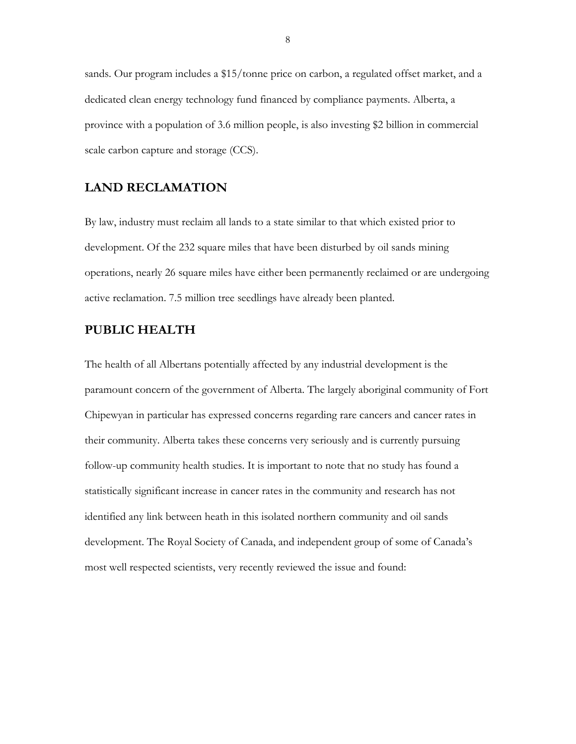sands. Our program includes a $15/tonne price on carbon, a regulated offset market, and a dedicated clean energy technology fund financed by compliance payments. Alberta, a province with a population of 3.6 million people, is also investing $2 billion in commercial scale carbon capture and storage (CCS).

## LAND RECLAMATION

By law, industry must reclaim all lands to a state similar to that which existed prior to development. Of the 232 square miles that have been disturbed by oil sands mining operations, nearly 26 square miles have either been permanently reclaimed or are undergoing active reclamation. 7.5 million tree seedlings have already been planted.

## PUBLIC HEALTH

The health of all Albertans potentially affected by any industrial development is the paramount concern of the government of Alberta. The largely aboriginal community of Fort Chipewyan in particular has expressed concerns regarding rare cancers and cancer rates in their community. Alberta takes these concerns very seriously and is currently pursuing follow-up community health studies. It is important to note that no study has found a statistically significant increase in cancer rates in the community and research has not identified any link between heath in this isolated northern community and oil sands development. The Royal Society of Canada, and independent group of some of Canada's most well respected scientists, very recently reviewed the issue and found: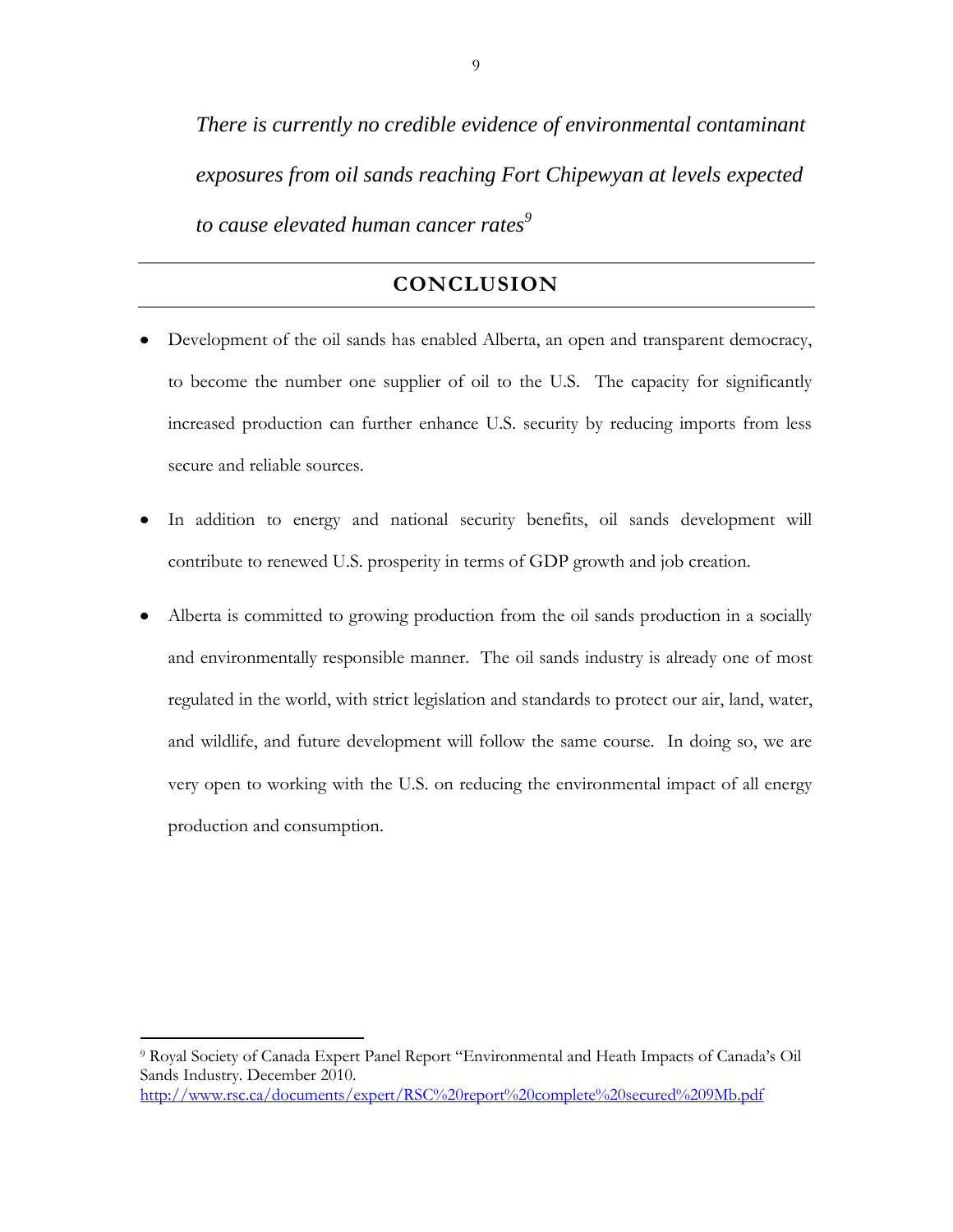*There is currently no credible evidence of environmental contaminant exposures from oil sands reaching Fort Chipewyan at levels expected to cause elevated human cancer rates*[9]

## CONCLUSION

- Development of the oil sands has enabled Alberta, an open and transparent democracy, to become the number one supplier of oil to the U.S. The capacity for significantly increased production can further enhance U.S. security by reducing imports from less secure and reliable sources.
- In addition to energy and national security benefits, oil sands development will contribute to renewed U.S. prosperity in terms of GDP growth and job creation.
- Alberta is committed to growing production from the oil sands production in a socially and environmentally responsible manner. The oil sands industry is already one of most regulated in the world, with strict legislation and standards to protect our air, land, water, and wildlife, and future development will follow the same course. In doing so, we are very open to working with the U.S. on reducing the environmental impact of all energy production and consumption.

---

[9] Royal Society of Canada Expert Panel Report "Environmental and Heath Impacts of Canada's Oil Sands Industry. December 2010. http://www.rsc.ca/documents/expert/RSC%20report%20complete%20secured%209Mb.pdf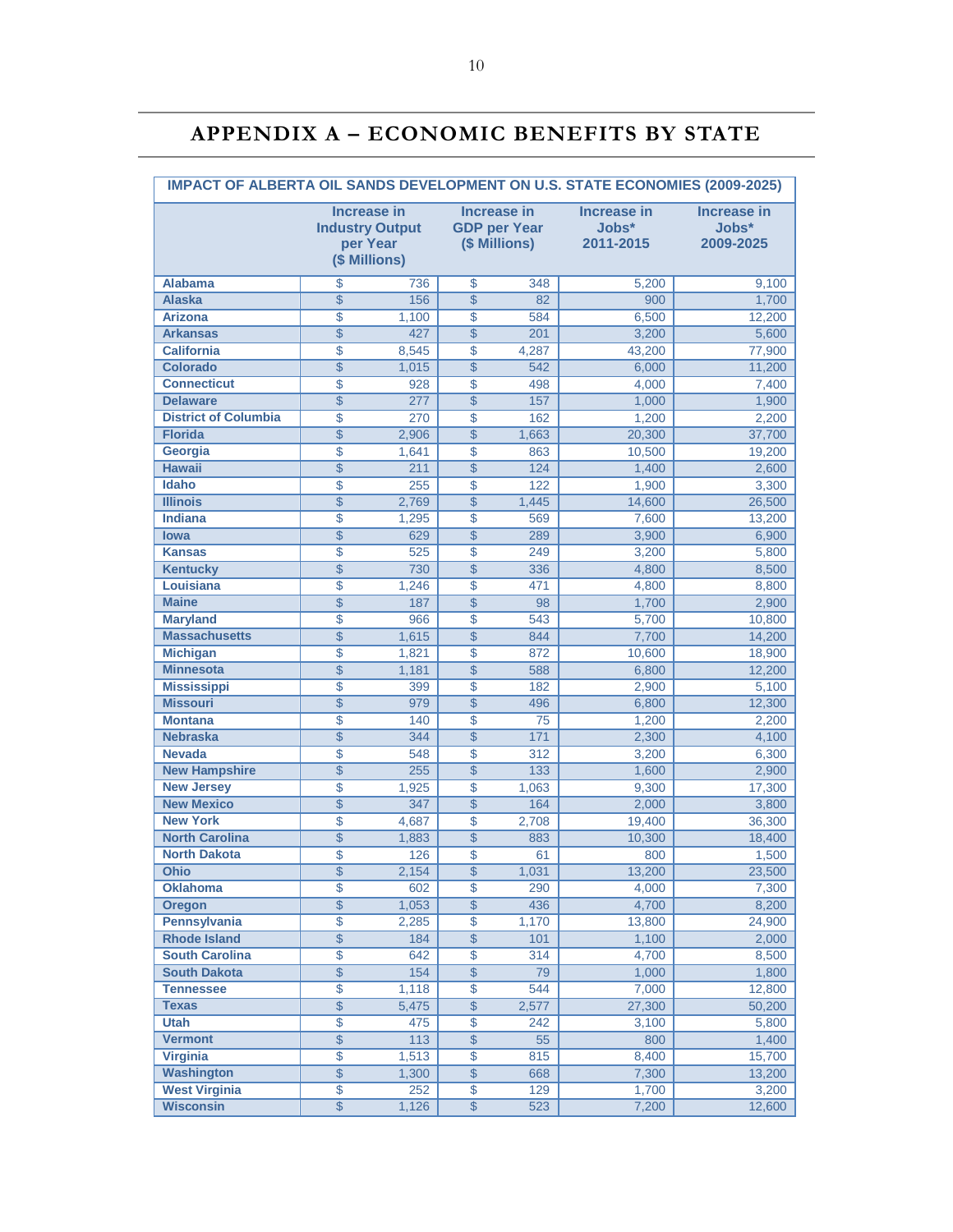# APPENDIX A – ECONOMIC BENEFITS BY STATE

| IMPACT OF ALBERTA OIL SANDS DEVELOPMENT ON U.S. STATE ECONOMIES (2009-2025) | | | | |
|---|---|---|---|---|
| | Increase in Industry Output per Year ($ Millions) | Increase in GDP per Year ($ Millions) | Increase in Jobs* 2011-2015 | Increase in Jobs* 2009-2025 |
| **Alabama** | $ 736 | $ 348 | 5,200 | 9,100 |
| **Alaska** | $ 156 | $ 82 | 900 | 1,700 |
| **Arizona** | $ 1,100 | $ 584 | 6,500 | 12,200 |
| **Arkansas** | $ 427 | $ 201 | 3,200 | 5,600 |
| **California** | $ 8,545 | $ 4,287 | 43,200 | 77,900 |
| **Colorado** | $ 1,015 | $ 542 | 6,000 | 11,200 |
| **Connecticut** | $ 928 | $ 498 | 4,000 | 7,400 |
| **Delaware** | $ 277 | $ 157 | 1,000 | 1,900 |
| **District of Columbia** | $ 270 | $ 162 | 1,200 | 2,200 |
| **Florida** | $ 2,906 | $ 1,663 | 20,300 | 37,700 |
| **Georgia** | $ 1,641 | $ 863 | 10,500 | 19,200 |
| **Hawaii** | $ 211 | $ 124 | 1,400 | 2,600 |
| **Idaho** | $ 255 | $ 122 | 1,900 | 3,300 |
| **Illinois** | $ 2,769 | $ 1,445 | 14,600 | 26,500 |
| **Indiana** | $ 1,295 | $ 569 | 7,600 | 13,200 |
| **Iowa** | $ 629 | $ 289 | 3,900 | 6,900 |
| **Kansas** | $ 525 | $ 249 | 3,200 | 5,800 |
| **Kentucky** | $ 730 | $ 336 | 4,800 | 8,500 |
| **Louisiana** | $ 1,246 | $ 471 | 4,800 | 8,800 |
| **Maine** | $ 187 | $ 98 | 1,700 | 2,900 |
| **Maryland** | $ 966 | $ 543 | 5,700 | 10,800 |
| **Massachusetts** | $ 1,615 | $ 844 | 7,700 | 14,200 |
| **Michigan** | $ 1,821 | $ 872 | 10,600 | 18,900 |
| **Minnesota** | $ 1,181 | $ 588 | 6,800 | 12,200 |
| **Mississippi** | $ 399 | $ 182 | 2,900 | 5,100 |
| **Missouri** | $ 979 | $ 496 | 6,800 | 12,300 |
| **Montana** | $ 140 | $ 75 | 1,200 | 2,200 |
| **Nebraska** | $ 344 | $ 171 | 2,300 | 4,100 |
| **Nevada** | $ 548 | $ 312 | 3,200 | 6,300 |
| **New Hampshire** | $ 255 | $ 133 | 1,600 | 2,900 |
| **New Jersey** | $ 1,925 | $ 1,063 | 9,300 | 17,300 |
| **New Mexico** | $ 347 | $ 164 | 2,000 | 3,800 |
| **New York** | $ 4,687 | $ 2,708 | 19,400 | 36,300 |
| **North Carolina** | $ 1,883 | $ 883 | 10,300 | 18,400 |
| **North Dakota** | $ 126 | $ 61 | 800 | 1,500 |
| **Ohio** | $ 2,154 | $ 1,031 | 13,200 | 23,500 |
| **Oklahoma** | $ 602 | $ 290 | 4,000 | 7,300 |
| **Oregon** | $ 1,053 | $ 436 | 4,700 | 8,200 |
| **Pennsylvania** | $ 2,285 | $ 1,170 | 13,800 | 24,900 |
| **Rhode Island** | $ 184 | $ 101 | 1,100 | 2,000 |
| **South Carolina** | $ 642 | $ 314 | 4,700 | 8,500 |
| **South Dakota** | $ 154 | $ 79 | 1,000 | 1,800 |
| **Tennessee** | $ 1,118 | $ 544 | 7,000 | 12,800 |
| **Texas** | $ 5,475 | $ 2,577 | 27,300 | 50,200 |
| **Utah** | $ 475 | $ 242 | 3,100 | 5,800 |
| **Vermont** | $ 113 | $ 55 | 800 | 1,400 |
| **Virginia** | $ 1,513 | $ 815 | 8,400 | 15,700 |
| **Washington** | $ 1,300 | $ 668 | 7,300 | 13,200 |
| **West Virginia** | $ 252 | $ 129 | 1,700 | 3,200 |
| **Wisconsin** | $ 1,126 | $ 523 | 7,200 | 12,600 |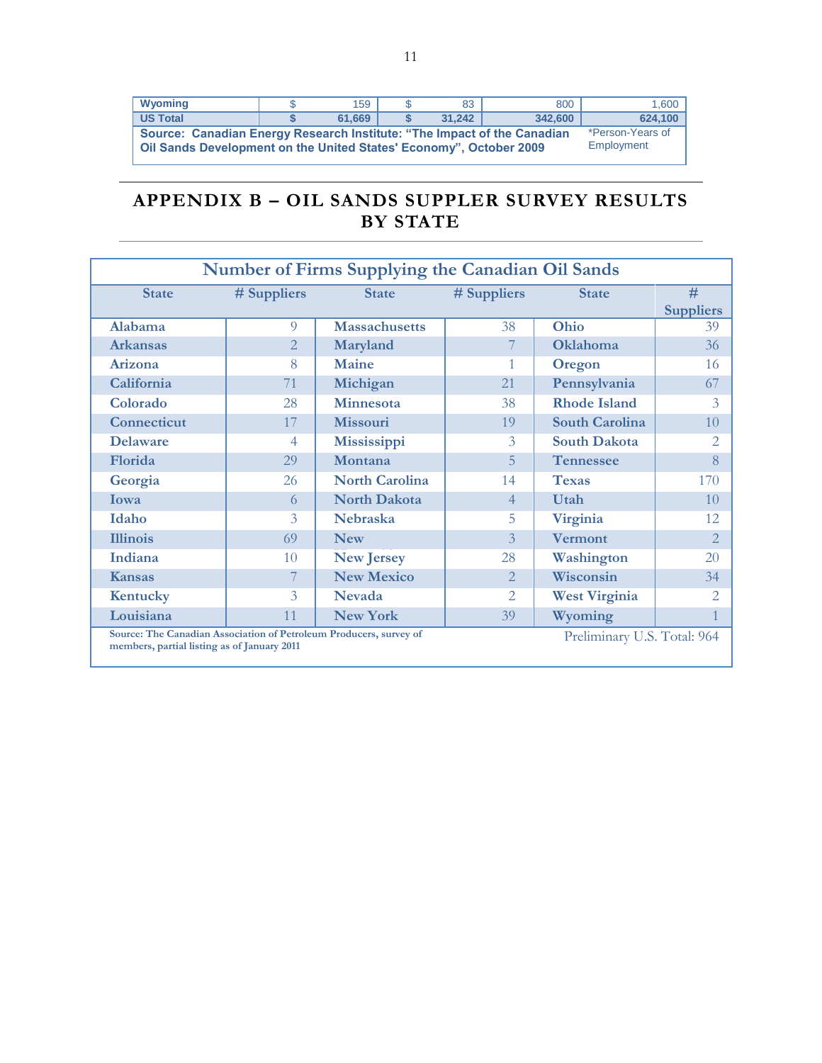| | | | | |
|---|---|---|---|---|
| Wyoming | $ | 159 | $ | 83 | 800 | 1,600 |
| US Total | $ | 61,669 | $ | 31,242 | 342,600 | 624,100 |

Source: Canadian Energy Research Institute: "The Impact of the Canadian Oil Sands Development on the United States' Economy", October 2009

*Person-Years of Employment

## APPENDIX B – OIL SANDS SUPPLER SURVEY RESULTS BY STATE

**Number of Firms Supplying the Canadian Oil Sands**

| State | # Suppliers | State | # Suppliers | State | # Suppliers |
|---|---|---|---|---|---|
| Alabama | 9 | Massachusetts | 38 | Ohio | 39 |
| Arkansas | 2 | Maryland | 7 | Oklahoma | 36 |
| Arizona | 8 | Maine | 1 | Oregon | 16 |
| California | 71 | Michigan | 21 | Pennsylvania | 67 |
| Colorado | 28 | Minnesota | 38 | Rhode Island | 3 |
| Connecticut | 17 | Missouri | 19 | South Carolina | 10 |
| Delaware | 4 | Mississippi | 3 | South Dakota | 2 |
| Florida | 29 | Montana | 5 | Tennessee | 8 |
| Georgia | 26 | North Carolina | 14 | Texas | 170 |
| Iowa | 6 | North Dakota | 4 | Utah | 10 |
| Idaho | 3 | Nebraska | 5 | Virginia | 12 |
| Illinois | 69 | New | 3 | Vermont | 2 |
| Indiana | 10 | New Jersey | 28 | Washington | 20 |
| Kansas | 7 | New Mexico | 2 | Wisconsin | 34 |
| Kentucky | 3 | Nevada | 2 | West Virginia | 2 |
| Louisiana | 11 | New York | 39 | Wyoming | 1 |

Source: The Canadian Association of Petroleum Producers, survey of members, partial listing as of January 2011

Preliminary U.S. Total: 964